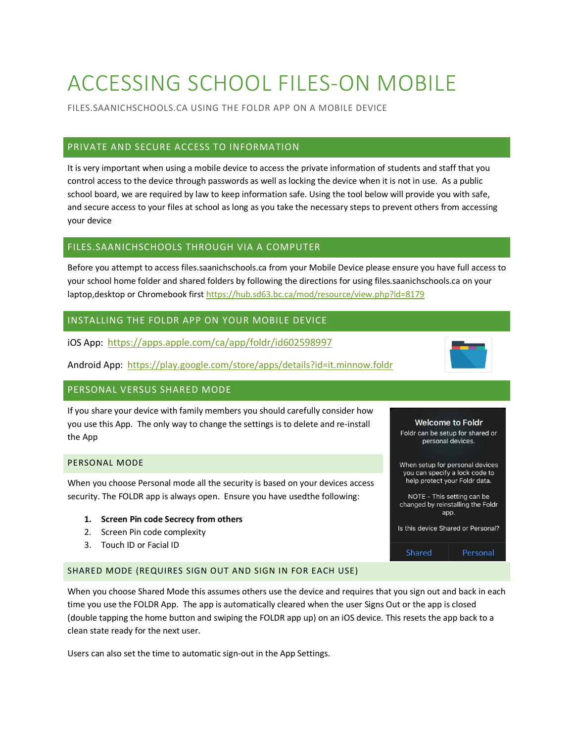# ACCESSING SCHOOL FILES-ON MOBILE

FILES.SAANICHSCHOOLS.CA USING THE FOLDR APP ON A MOBILE DEVICE

## PRIVATE AND SECURE ACCESS TO INFORMATION

It is very important when using a mobile device to access the private information of students and staff that you control access to the device through passwords as well as locking the device when it is not in use. As a public school board, we are required by law to keep information safe. Using the tool below will provide you with safe, and secure access to your files at school as long as you take the necessary steps to prevent others from accessing your device

## FILES.SAANICHSCHOOLS THROUGH VIA A COMPUTER

Before you attempt to access files.saanichschools.ca from your Mobile Device please ensure you have full access to your school home folder and shared folders by following the directions for using files.saanichschools.ca on your laptop,desktop or Chromebook first https://hub.sd63.bc.ca/mod/resource/view.php?id=8179

## INSTALLING THE FOLDR APP ON YOUR MOBILE DEVICE

iOS App: https://apps.apple.com/ca/app/foldr/id602598997

Android App: https://play.google.com/store/apps/details?id=it.minnow.foldr

## PERSONAL VERSUS SHARED MODE

If you share your device with family members you should carefully consider how you use this App. The only way to change the settings is to delete and re-install the App

### PERSONAL MODE

When you choose Personal mode all the security is based on your devices access security. The FOLDR app is always open. Ensure you have usedthe following:

1. **Screen Pin code Secrecy from others**
2. Screen Pin code complexity
3. Touch ID or Facial ID

Welcome to Foldr
Foldr can be setup for shared or personal devices.

When setup for personal devices you can specify a lock code to help protect your Foldr data.

NOTE - This setting can be changed by reinstalling the Foldr app.

Is this device Shared or Personal?

Shared | Personal

### SHARED MODE (REQUIRES SIGN OUT AND SIGN IN FOR EACH USE)

When you choose Shared Mode this assumes others use the device and requires that you sign out and back in each time you use the FOLDR App. The app is automatically cleared when the user Signs Out or the app is closed (double tapping the home button and swiping the FOLDR app up) on an iOS device. This resets the app back to a clean state ready for the next user.

Users can also set the time to automatic sign-out in the App Settings.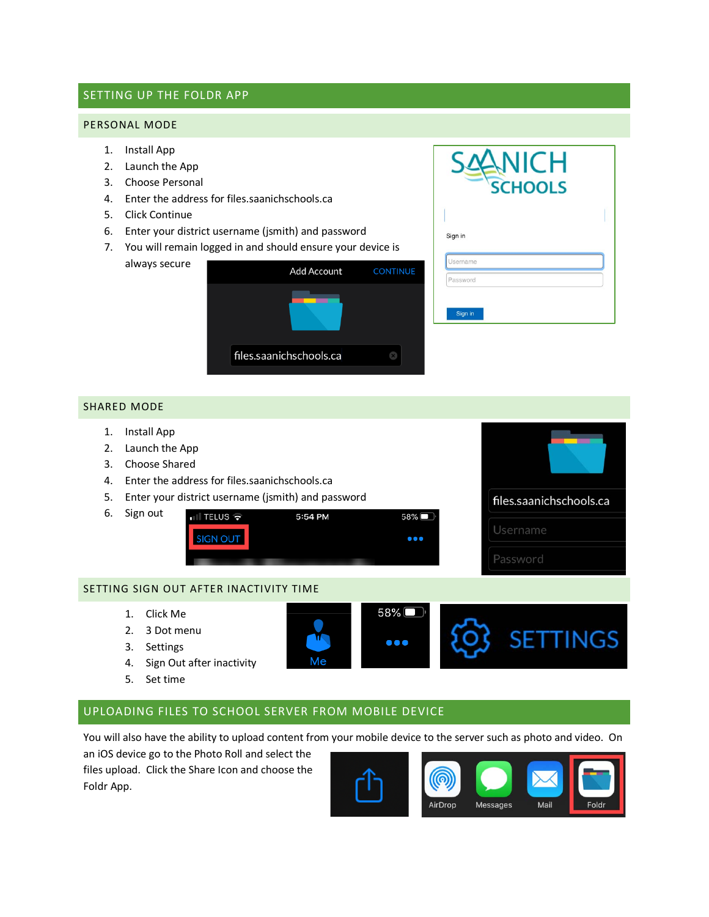## SETTING UP THE FOLDR APP

### PERSONAL MODE

1. Install App
2. Launch the App
3. Choose Personal
4. Enter the address for files.saanichschools.ca
5. Click Continue
6. Enter your district username (jsmith) and password
7. You will remain logged in and should ensure your device is always secure

### SHARED MODE

1. Install App
2. Launch the App
3. Choose Shared
4. Enter the address for files.saanichschools.ca
5. Enter your district username (jsmith) and password
6. Sign out

### SETTING SIGN OUT AFTER INACTIVITY TIME

1. Click Me
2. 3 Dot menu
3. Settings
4. Sign Out after inactivity
5. Set time

## UPLOADING FILES TO SCHOOL SERVER FROM MOBILE DEVICE

You will also have the ability to upload content from your mobile device to the server such as photo and video. On an iOS device go to the Photo Roll and select the files upload. Click the Share Icon and choose the Foldr App.